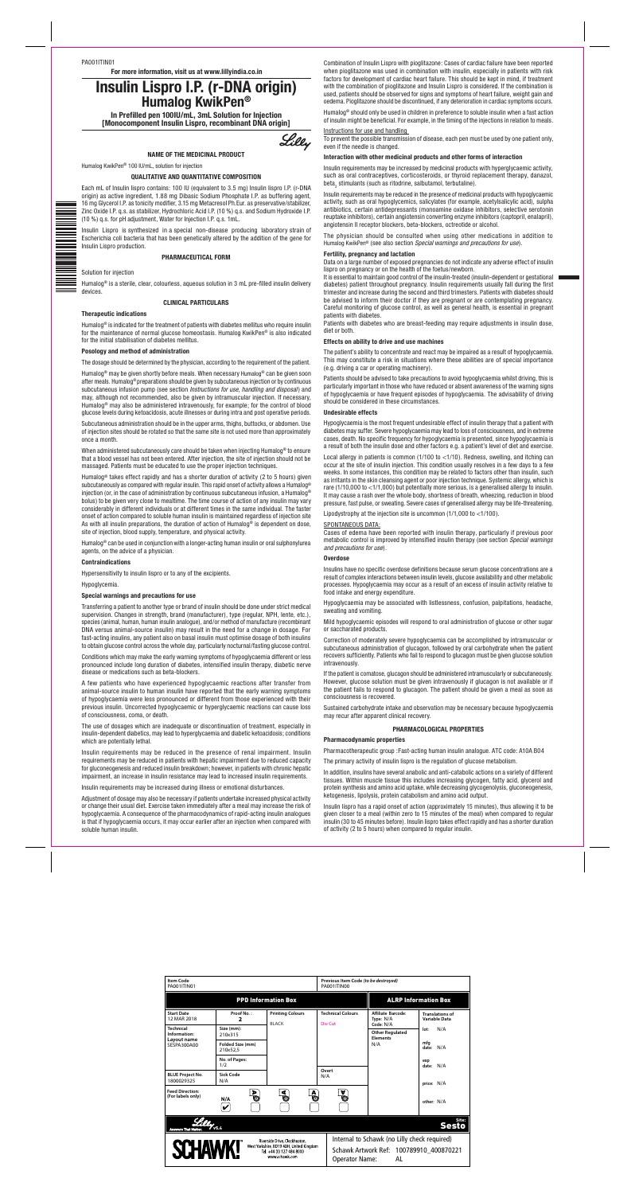PA001ITIN01

**For more information, visit us at www.lillyindia.co.in**

# Insulin Lispro I.P. (r-DNA origin) Humalog KwikPen®

**In Prefilled pen 100IU/mL, 3mL Solution for Injection [Monocomponent Insulin Lispro, recombinant DNA origin]**

Lilly

## NAME OF THE MEDICINAL PRODUCT

Humalog KwikPen® 100 IU/mL, solution for injection

## QUALITATIVE AND QUANTITATIVE COMPOSITION

Each mL of Insulin lispro contains: 100 IU (equivalent to 3.5 mg) Insulin lispro I.P. (r-DNA origin) as active ingredient, 1.88 mg Dibasic Sodium Phosphate I.P. as buffering agent, 16 mg Glycerol I.P. as tonicity modifier, 3.15 mg Metacresol Ph.Eur. as preservative/stabilizer, Zinc Oxide I.P. q.s. as stabilizer, Hydrochloric Acid I.P. (10 %) q.s. and Sodium Hydroxide I.P. (10 %) q.s. for pH adjustment, Water for Injection I.P. q.s. 1mL.

Insulin Lispro is synthesized in a special non-disease producing laboratory strain of Escherichia coli bacteria that has been genetically altered by the addition of the gene for Insulin Lispro production.

## PHARMACEUTICAL FORM

Solution for injection

Humalog® is a sterile, clear, colourless, aqueous solution in 3 mL pre-filled insulin delivery devices.

## CLINICAL PARTICULARS

### Therapeutic indications

Humalog® is indicated for the treatment of patients with diabetes mellitus who require insulin for the maintenance of normal glucose homeostasis. Humalog KwikPen® is also indicated for the initial stabilisation of diabetes mellitus.

### Posology and method of administration

The dosage should be determined by the physician, according to the requirement of the patient.

Humalog® may be given shortly before meals. When necessary Humalog® can be given soon after meals. Humalog® preparations should be given by subcutaneous injection or by continuous subcutaneous infusion pump (see section *Instructions for use, handling and disposal*) and may, although not recommended, also be given by intramuscular injection. If necessary, Humalog® may also be administered intravenously, for example; for the control of blood glucose levels during ketoacidosis, acute illnesses or during intra and post operative periods.

Subcutaneous administration should be in the upper arms, thighs, buttocks, or abdomen. Use of injection sites should be rotated so that the same site is not used more than approximately once a month.

When administered subcutaneously care should be taken when injecting Humalog® to ensure that a blood vessel has not been entered. After injection, the site of injection should not be massaged. Patients must be educated to use the proper injection techniques.

Humalog® takes effect rapidly and has a shorter duration of activity (2 to 5 hours) given subcutaneously as compared with regular insulin. This rapid onset of activity allows a Humalog® injection (or, in the case of administration by continuous subcutaneous infusion, a Humalog® bolus) to be given very close to mealtime. The time course of action of any insulin may vary considerably in different individuals or at different times in the same individual. The faster onset of action compared to soluble human insulin is maintained regardless of injection site As with all insulin preparations, the duration of action of Humalog® is dependent on dose, site of injection, blood supply, temperature, and physical activity.

Humalog® can be used in conjunction with a longer-acting human insulin or oral sulphonylurea agents, on the advice of a physician.

### Contraindications

Hypersensitivity to insulin lispro or to any of the excipients.

Hypoglycemia.

### Special warnings and precautions for use

Transferring a patient to another type or brand of insulin should be done under strict medical supervision. Changes in strength, brand (manufacturer), type (regular, NPH, lente, etc.), species (animal, human, human insulin analogue), and/or method of manufacture (recombinant DNA versus animal-source insulin) may result in the need for a change in dosage. For fast-acting insulins, any patient also on basal insulin must optimise dosage of both insulins to obtain glucose control across the whole day, particularly nocturnal/fasting glucose control.

Conditions which may make the early warning symptoms of hypoglycaemia different or less pronounced include long duration of diabetes, intensified insulin therapy, diabetic nerve disease or medications such as beta-blockers.

A few patients who have experienced hypoglycaemic reactions after transfer from animal-source insulin to human insulin have reported that the early warning symptoms of hypoglycaemia were less pronounced or different from those experienced with their previous insulin. Uncorrected hypoglycaemic or hyperglycaemic reactions can cause loss of consciousness, coma, or death.

The use of dosages which are inadequate or discontinuation of treatment, especially in insulin-dependent diabetics, may lead to hyperglycaemia and diabetic ketoacidosis; conditions which are potentially lethal.

Insulin requirements may be reduced in the presence of renal impairment. Insulin requirements may be reduced in patients with hepatic impairment due to reduced capacity for gluconeogenesis and reduced insulin breakdown; however, in patients with chronic hepatic impairment, an increase in insulin resistance may lead to increased insulin requirements.

Insulin requirements may be increased during illness or emotional disturbances.

Adjustment of dosage may also be necessary if patients undertake increased physical activity or change their usual diet. Exercise taken immediately after a meal may increase the risk of hypoglycaemia. A consequence of the pharmacodynamics of rapid-acting insulin analogues is that if hypoglycaemia occurs, it may occur earlier after an injection when compared with soluble human insulin.

Combination of Insulin Lispro with pioglitazone: Cases of cardiac failure have been reported when pioglitazone was used in combination with insulin, especially in patients with risk factors for development of cardiac heart failure. This should be kept in mind, if treatment with the combination of pioglitazone and Insulin Lispro is considered. If the combination is used, patients should be observed for signs and symptoms of heart failure, weight gain and oedema. Pioglitazone should be discontinued, if any deterioration in cardiac symptoms occurs.

Humalog® should only be used in children in preference to soluble insulin when a fast action of insulin might be beneficial. For example, in the timing of the injections in relation to meals.

Instructions for use and handling

To prevent the possible transmission of disease, each pen must be used by one patient only, even if the needle is changed.

### Interaction with other medicinal products and other forms of interaction

Insulin requirements may be increased by medicinal products with hyperglycaemic activity, such as oral contraceptives, corticosteroids, or thyroid replacement therapy, danazol, $beta_2$ stimulants (such as ritodrine, salbutamol, terbutaline).

Insulin requirements may be reduced in the presence of medicinal products with hypoglycaemic activity, such as oral hypoglycemics, salicylates (for example, acetylsalicylic acid), sulpha antibiotics, certain antidepressants (monoamine oxidase inhibitors, selective serotonin reuptake inhibitors), certain angiotensin converting enzyme inhibitors (captopril, enalapril), angiotensin II receptor blockers, beta-blockers, octreotide or alcohol.

The physician should be consulted when using other medications in addition to Humalog KwikPen® (see also section *Special warnings and precautions for use*).

### Fertility, pregnancy and lactation

Data on a large number of exposed pregnancies do not indicate any adverse effect of insulin lispro on pregnancy or on the health of the foetus/newborn.

It is essential to maintain good control of the insulin-treated (insulin-dependent or gestational diabetes) patient throughout pregnancy. Insulin requirements usually fall during the first trimester and increase during the second and third trimesters. Patients with diabetes should be advised to inform their doctor if they are pregnant or are contemplating pregnancy. Careful monitoring of glucose control, as well as general health, is essential in pregnant patients with diabetes.

Patients with diabetes who are breast-feeding may require adjustments in insulin dose, diet or both.

### Effects on ability to drive and use machines

The patient's ability to concentrate and react may be impaired as a result of hypoglycaemia. This may constitute a risk in situations where these abilities are of special importance (e.g. driving a car or operating machinery).

Patients should be advised to take precautions to avoid hypoglycaemia whilst driving, this is particularly important in those who have reduced or absent awareness of the warning signs of hypoglycaemia or have frequent episodes of hypoglycaemia. The advisability of driving should be considered in these circumstances.

### Undesirable effects

Hypoglycaemia is the most frequent undesirable effect of insulin therapy that a patient with diabetes may suffer. Severe hypoglycaemia may lead to loss of consciousness, and in extreme cases, death. No specific frequency for hypoglycaemia is presented, since hypoglycaemia is a result of both the insulin dose and other factors e.g. a patient's level of diet and exercise.

Local allergy in patients is common (1/100 to <1/10). Redness, swelling, and itching can occur at the site of insulin injection. This condition usually resolves in a few days to a few weeks. In some instances, this condition may be related to factors other than insulin, such as irritants in the skin cleansing agent or poor injection technique. Systemic allergy, which is rare (1/10,000 to <1/1,000) but potentially more serious, is a generalised allergy to insulin. It may cause a rash over the whole body, shortness of breath, wheezing, reduction in blood pressure, fast pulse, or sweating. Severe cases of generalised allergy may be life-threatening.

Lipodystrophy at the injection site is uncommon (1/1,000 to <1/100).

SPONTANEOUS DATA:

Cases of edema have been reported with insulin therapy, particularly if previous poor metabolic control is improved by intensified insulin therapy (see section *Special warnings and precautions for use*).

### Overdose

Insulins have no specific overdose definitions because serum glucose concentrations are a result of complex interactions between insulin levels, glucose availability and other metabolic processes. Hypoglycaemia may occur as a result of an excess of insulin activity relative to food intake and energy expenditure.

Hypoglycaemia may be associated with listlessness, confusion, palpitations, headache, sweating and vomiting.

Mild hypoglycaemic episodes will respond to oral administration of glucose or other sugar or saccharated products.

Correction of moderately severe hypoglycaemia can be accomplished by intramuscular or subcutaneous administration of glucagon, followed by oral carbohydrate when the patient recovers sufficiently. Patients who fail to respond to glucagon must be given glucose solution intravenously.

If the patient is comatose, glucagon should be administered intramuscularly or subcutaneously. However, glucose solution must be given intravenously if glucagon is not available or if the patient fails to respond to glucagon. The patient should be given a meal as soon as consciousness is recovered.

Sustained carbohydrate intake and observation may be necessary because hypoglycaemia may recur after apparent clinical recovery.

## PHARMACOLOGICAL PROPERTIES

### Pharmacodynamic properties

Pharmacotherapeutic group :Fast-acting human insulin analogue. ATC code: A10A B04

The primary activity of insulin lispro is the regulation of glucose metabolism.

In addition, insulins have several anabolic and anti-catabolic actions on a variety of different tissues. Within muscle tissue this includes increasing glycogen, fatty acid, glycerol and protein synthesis and amino acid uptake, while decreasing glycogenolysis, gluconeogenesis, ketogenesis, lipolysis, protein catabolism and amino acid output.

Insulin lispro has a rapid onset of action (approximately 15 minutes), thus allowing it to be given closer to a meal (within zero to 15 minutes of the meal) when compared to regular insulin (30 to 45 minutes before). Insulin lispro takes effect rapidly and has a shorter duration of activity (2 to 5 hours) when compared to regular insulin.

| Item Code PA001ITIN01 | | | Previous Item Code *(to be destroyed)* PA001ITIN00 | | |
|---|---|---|---|---|---|
| **PPD Information Box** | | | | **ALRP Information Box** | |
| **Start Date** 12 MAR 2018 | **Proof No.:** 2 | **Printing Colours** BLACK | **Technical Colours** Die Cut | **Affiliate Barcode:** Type: N/A Code: N/A | **Translations of Variable Data** |
| **Technical Information:** Layout name SESPA300A00 | **Size (mm):** 210x315 | | | **Other Regulated Elements** N/A | lot: N/A |
| | **Folded Size (mm):** 210x52,5 | | | | mfg date: N/A |
| | **No. of Pages:** 1/2 | | | | exp date: N/A |
| **BLUE Project No.** 1800029325 | **Sick Code** N/A | | **Overt** N/A | | price: N/A |
| **Feed Direction: (For labels only)** | N/A ✓ | | | | other: N/A |

Lilly V5.4 — Site: **Sesto**

SCHAWK! Riverside Drive, Cleckheaton, West Yorkshire, BD19 4DH, United Kingdom Tel: +44 (0)127 484 8600 www.schawk.com

Internal to Schawk (no Lilly check required)
Schawk Artwork Ref: 100789910_400870221
Operator Name: AL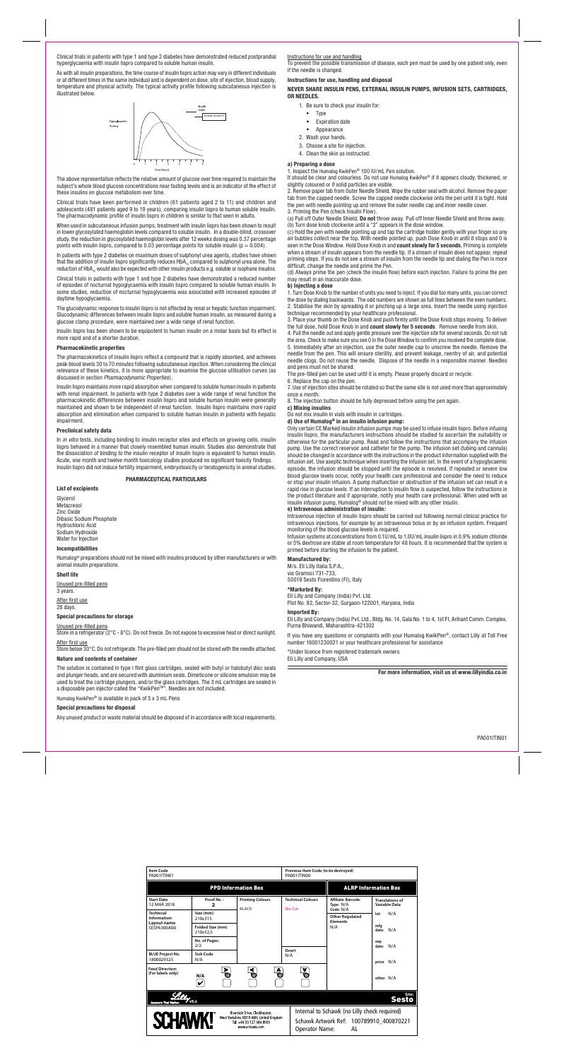Clinical trials in patients with type 1 and type 2 diabetes have demonstrated reduced postprandial hyperglycaemia with insulin lispro compared to soluble human insulin.

As with all insulin preparations, the time course of insulin lispro action may vary in different individuals or at different times in the same individual and is dependent on dose, site of injection, blood supply, temperature and physical activity. The typical activity profile following subcutaneous injection is illustrated below.

Insulin Lispro

Human Insulin

Hypoglycaemic Activity

Time (Hours)

The above representation reflects the relative amount of glucose over time required to maintain the subject's whole blood glucose concentrations near fasting levels and is an indicator of the effect of these insulins on glucose metabolism over time.

Clinical trials have been performed in children (61 patients aged 2 to 11) and children and adolescents (481 patients aged 9 to 19 years), comparing insulin lispro to human soluble insulin. The pharmacodynamic profile of insulin lispro in children is similar to that seen in adults.

When used in subcutaneous infusion pumps, treatment with insulin lispro has been shown to result in lower glycosylated haemoglobin levels compared to soluble insulin. In a double-blind, crossover study, the reduction in glycosylated haemoglobin levels after 12 weeks dosing was 0.37 percentage points with insulin lispro, compared to 0.03 percentage points for soluble insulin ($p = 0.004$).

In patients with type 2 diabetes on maximum doses of sulphonylurea agents, studies have shown that the addition of insulin lispro significantly reduces $HbA_{1c}$ compared to sulphonylurea alone. The reduction of $HbA_{1c}$ would also be expected with other insulin products e.g. soluble or isophane insulins.

Clinical trials in patients with type 1 and type 2 diabetes have demonstrated a reduced number of episodes of nocturnal hypoglycaemia with insulin lispro compared to soluble human insulin. In some studies, reduction of nocturnal hypoglycaemia was associated with increased episodes of daytime hypoglycaemia.

The glucodynamic response to insulin lispro is not affected by renal or hepatic function impairment. Glucodynamic differences between insulin lispro and soluble human insulin, as measured during a glucose clamp procedure, were maintained over a wide range of renal function.

Insulin lispro has been shown to be equipotent to human insulin on a molar basis but its effect is more rapid and of a shorter duration.

## Pharmacokinetic properties

The pharmacokinetics of insulin lispro reflect a compound that is rapidly absorbed, and achieves peak blood levels 30 to 70 minutes following subcutaneous injection. When considering the clinical relevance of these kinetics, it is more appropriate to examine the glucose utilisation curves (as discussed in section *Pharmacodynamic Properties*).

Insulin lispro maintains more rapid absorption when compared to soluble human insulin in patients with renal impairment. In patients with type 2 diabetes over a wide range of renal function the pharmacokinetic differences between insulin lispro and soluble human insulin were generally maintained and shown to be independent of renal function. Insulin lispro maintains more rapid absorption and elimination when compared to soluble human insulin in patients with hepatic impairment.

## Preclinical safety data

In *in vitro* tests, including binding to insulin receptor sites and effects on growing cells, insulin lispro behaved in a manner that closely resembled human insulin. Studies also demonstrate that the dissociation of binding to the insulin receptor of insulin lispro is equivalent to human insulin. Acute, one month and twelve month toxicology studies produced no significant toxicity findings. Insulin lispro did not induce fertility impairment, embryotoxicity or teratogenicity in animal studies.

## PHARMACEUTICAL PARTICULARS

## List of excipients

Glycerol
Metacresol
Zinc Oxide
Dibasic Sodium Phosphate
Hydrochloric Acid
Sodium Hydroxide
Water for Injection

## Incompatibilities

Humalog® preparations should not be mixed with insulins produced by other manufacturers or with animal insulin preparations.

## Shelf life

Unused pre-filled pens
3 years.

After first use
28 days.

## Special precautions for storage

Unused pre-filled pens
Store in a refrigerator (2°C - 8°C). Do not freeze. Do not expose to excessive heat or direct sunlight.

After first use
Store below 30°C. Do not refrigerate. The pre-filled pen should not be stored with the needle attached.

## Nature and contents of container

The solution is contained in type I flint glass cartridges, sealed with butyl or halobutyl disc seals and plunger heads, and are secured with aluminium seals. Dimeticone or silicone emulsion may be used to treat the cartridge plungers, and/or the glass cartridges. The 3 mL cartridges are sealed in a disposable pen injector called the "KwikPen™". Needles are not included.

Humalog KwikPen® is available in pack of 5 x 3 mL Pens

## Special precautions for disposal

Any unused product or waste material should be disposed of in accordance with local requirements.

Instructions for use and handling

To prevent the possible transmission of disease, each pen must be used by one patient only, even if the needle is changed.

## Instructions for use, handling and disposal

**NEVER SHARE INSULIN PENS, EXTERNAL INSULIN PUMPS, INFUSION SETS, CARTRIDGES, OR NEEDLES.**

1. Be sure to check your insulin for:
   - Type
   - Expiration date
   - Appearance
2. Wash your hands.
3. Choose a site for injection.
4. Clean the skin as instructed.

### a) Preparing a dose

1. Inspect the Humalog KwikPen® 100 IU/mL Pen solution.
It should be clear and colourless. Do not use Humalog KwikPen® if it appears cloudy, thickened, or slightly coloured or if solid particles are visible.
2. Remove paper tab from Outer Needle Shield. Wipe the rubber seal with alcohol. Remove the paper tab from the capped needle. Screw the capped needle clockwise onto the pen until it is tight. Hold the pen with needle pointing up and remove the outer needle cap and inner needle cover.
3. Priming the Pen (check Insulin Flow).
(a) Pull off Outer Needle Shield. **Do not** throw away. Pull off Inner Needle Shield and throw away.
(b) Turn dose knob clockwise until a "2" appears in the dose window.
(c) Hold the pen with needle pointing up and tap the cartridge holder gently with your finger so any air bubbles collect near the top. With needle pointed up, push Dose Knob in until it stops and 0 is seen in the Dose Window. Hold Dose Knob in and **count slowly for 5 seconds.** Priming is complete when a stream of insulin appears from the needle tip. If a stream of insulin does not appear, repeat priming steps. If you do not see a stream of insulin from the needle tip and dialing the Pen is more difficult, change the needle and prime the Pen.
(d) Always prime the pen (check the insulin flow) before each injection. Failure to prime the pen may result in an inaccurate dose.

### b) Injecting a dose

1. Turn Dose Knob to the number of units you need to inject. If you dial too many units, you can correct the dose by dialing backwards. The odd numbers are shown as full lines between the even numbers.
2. Stabilise the skin by spreading it or pinching up a large area. Insert the needle using injection technique recommended by your healthcare professional.
3. Place your thumb on the Dose Knob and push firmly until the Dose Knob stops moving. To deliver the full dose, hold Dose Knob in and **count slowly for 5 seconds**. Remove needle from skin.
4. Pull the needle out and apply gentle pressure over the injection site for several seconds. Do not rub the area. Check to make sure you see 0 in the Dose Window to confirm you received the complete dose.
5. Immediately after an injection, use the outer needle cap to unscrew the needle. Remove the needle from the pen. This will ensure sterility, and prevent leakage, reentry of air, and potential needle clogs. Do not reuse the needle. Dispose of the needle in a responsible manner. Needles and pens must not be shared.

The pre-filled pen can be used until it is empty. Please properly discard or recycle.

6. Replace the cap on the pen.
7. Use of injection sites should be rotated so that the same site is not used more than approximately once a month.
8. The injection button should be fully depressed before using the pen again.

### c) Mixing insulins

Do not mix insulin in vials with insulin in cartridges.

### d) Use of Humalog® in an insulin infusion pump:

Only certain CE Marked insulin infusion pumps may be used to infuse insulin lispro. Before infusing insulin lispro, the manufacturers instructions should be studied to ascertain the suitability or otherwise for the particular pump. Read and follow the instructions that accompany the infusion pump. Use the correct reservoir and catheter for the pump. The infusion set (tubing and cannula) should be changed in accordance with the instructions in the product information supplied with the infusion set. Use aseptic technique when inserting the infusion set. In the event of a hypoglycaemic episode, the infusion should be stopped until the episode is resolved. If repeated or severe low blood glucose levels occur, notify your health care professional and consider the need to reduce or stop your insulin infusion. A pump malfunction or obstruction of the infusion set can result in a rapid rise in glucose levels. If an interruption to insulin flow is suspected, follow the instructions in the product literature and if appropriate, notify your health care professional. When used with an insulin infusion pump, Humalog® should not be mixed with any other insulin.

### e) Intravenous administration of insulin:

Intravenous injection of insulin lispro should be carried out following normal clinical practice for intravenous injections, for example by an intravenous bolus or by an infusion system. Frequent monitoring of the blood glucose levels is required.

Infusion systems at concentrations from 0.1U/mL to 1.0U/mL insulin lispro in 0.9% sodium chloride or 5% dextrose are stable at room temperature for 48 hours. It is recommended that the system is primed before starting the infusion to the patient.

**Manufactured by:**
M/s. Eli Lilly Italia S.P.A.,
via Gramsci 731-733,
50019 Sesto Fiorentino (FI), Italy

**\*Marketed By:**
Eli Lilly and Company (India) Pvt. Ltd.
Plot No. 92, Sector-32, Gurgaon-122001, Haryana, India

**Imported By:**
Eli Lilly and Company (India) Pvt. Ltd., Bldg. No. 14, Gala No. 1 to 4, 1st Fl, Arihant Comm. Complex, Purna Bhiwandi, Maharashtra-421302

If you have any questions or complaints with your Humalog KwikPen®, contact Lilly at Toll Free number 18001230021 or your healthcare professional for assistance

\*Under licence from registered trademark owners
Eli Lilly and Company, USA

**For more information, visit us at www.lillyindia.co.in**

PA001ITIN01

| | | | | | |
|---|---|---|---|---|---|
| Item Code PA001ITIN01 | | | Previous Item Code *(to be destroyed)* PA001ITIN00 | | |
| **PPD Information Box** | | | | **ALRP Information Box** | |
| Start Date 12 MAR 2018 | Proof No.: 2 | Printing Colours BLACK | Technical Colours Die Cut | Affiliate Barcode: Type: N/A Code: N/A | Translations of Variable Data |
| Technical Information: Layout name SESPA300A00 | Size (mm): 210x315 | | | Other Regulated Elements N/A | lot: N/A |
| | Folded Size (mm): 210x52,5 | | | | mfg date: N/A |
| | No. of Pages: 2/2 | | | | exp date: N/A |
| BLUE Project No. 1800029325 | Sick Code N/A | | Overt N/A | | price: N/A |
| Feed Direction: (For labels only) | N/A ✓ | | | | other: N/A |
| Lilly VS.4 | | | | | Site: Sesto |
| SCHAWK! Riverside Drive, Cleckheaton, West Yorkshire, BD19 4DH, United Kingdom Tel: +44 (0)1274 484 800 www.schawk.com | | | Internal to Schawk (no Lilly check required) Schawk Artwork Ref: 100789910_400870221 Operator Name: AL | | |